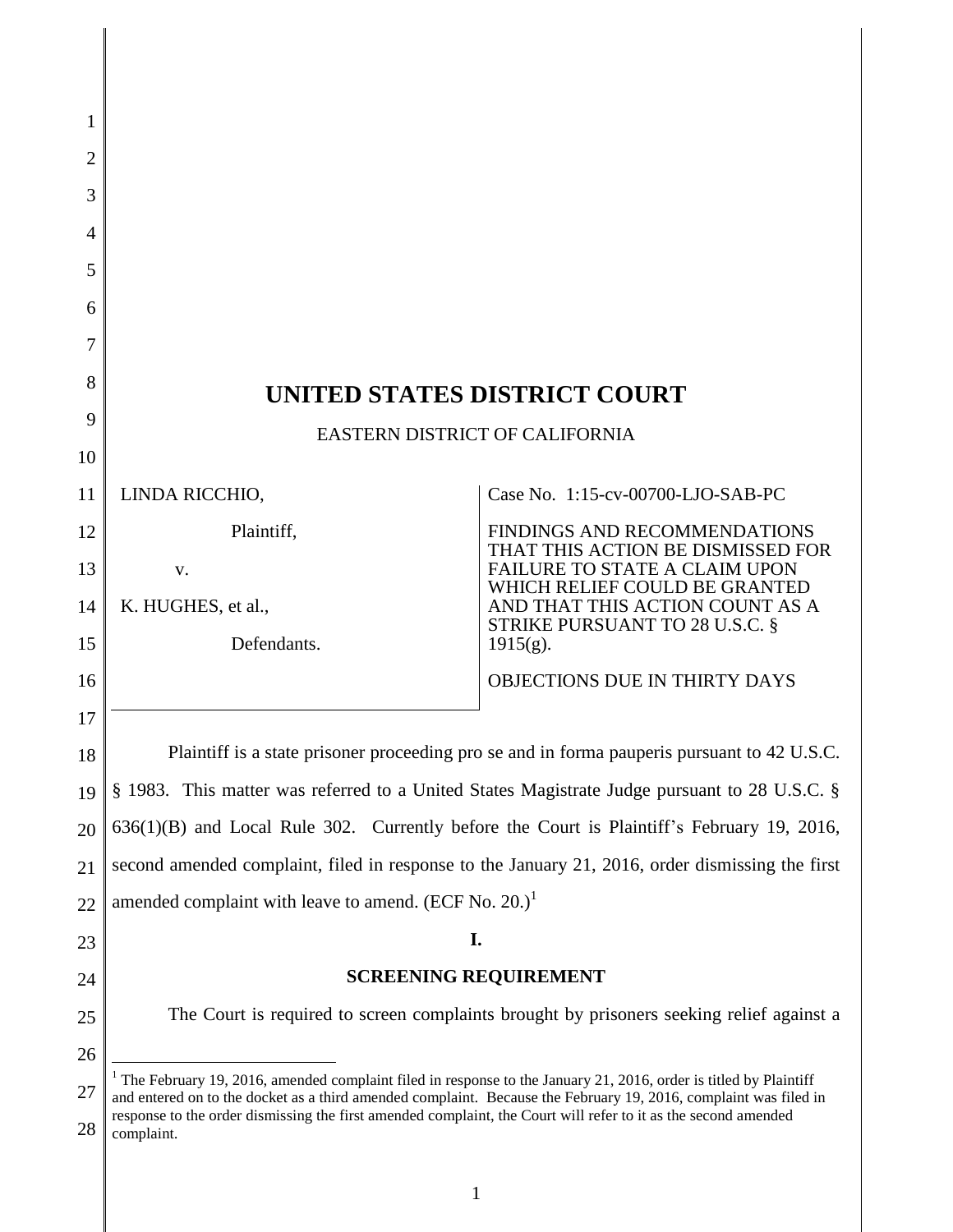# UNITED STATES DISTRICT COURT

EASTERN DISTRICT OF CALIFORNIA

| | |
|---|---|
| LINDA RICCHIO,<br><br>Plaintiff,<br><br>v.<br><br>K. HUGHES, et al.,<br><br>Defendants. | Case No. 1:15-cv-00700-LJO-SAB-PC<br><br>FINDINGS AND RECOMMENDATIONS THAT THIS ACTION BE DISMISSED FOR FAILURE TO STATE A CLAIM UPON WHICH RELIEF COULD BE GRANTED AND THAT THIS ACTION COUNT AS A STRIKE PURSUANT TO 28 U.S.C. § 1915(g).<br><br>OBJECTIONS DUE IN THIRTY DAYS |

Plaintiff is a state prisoner proceeding pro se and in forma pauperis pursuant to 42 U.S.C. § 1983. This matter was referred to a United States Magistrate Judge pursuant to 28 U.S.C. § 636(1)(B) and Local Rule 302. Currently before the Court is Plaintiff's February 19, 2016, second amended complaint, filed in response to the January 21, 2016, order dismissing the first amended complaint with leave to amend. (ECF No. 20.)[1]

## I.

## SCREENING REQUIREMENT

The Court is required to screen complaints brought by prisoners seeking relief against a

---

[1] The February 19, 2016, amended complaint filed in response to the January 21, 2016, order is titled by Plaintiff and entered on to the docket as a third amended complaint. Because the February 19, 2016, complaint was filed in response to the order dismissing the first amended complaint, the Court will refer to it as the second amended complaint.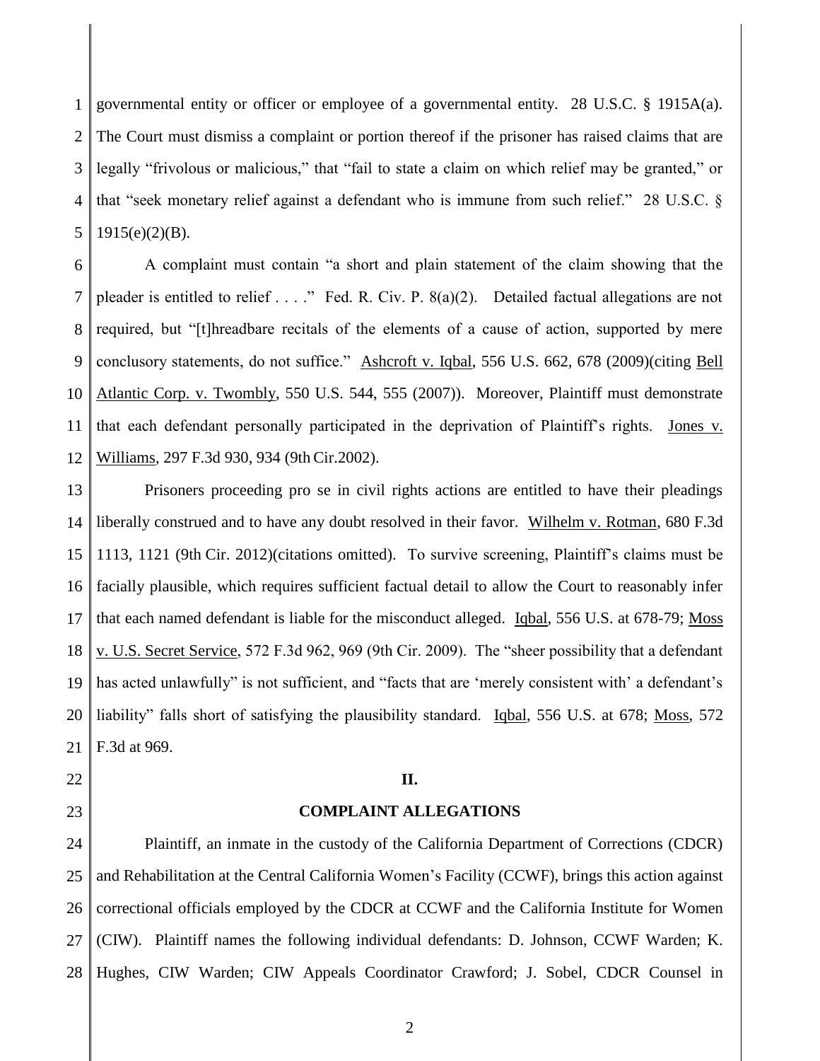governmental entity or officer or employee of a governmental entity. 28 U.S.C. § 1915A(a). The Court must dismiss a complaint or portion thereof if the prisoner has raised claims that are legally "frivolous or malicious," that "fail to state a claim on which relief may be granted," or that "seek monetary relief against a defendant who is immune from such relief." 28 U.S.C. § 1915(e)(2)(B).

A complaint must contain "a short and plain statement of the claim showing that the pleader is entitled to relief . . . ." Fed. R. Civ. P. 8(a)(2). Detailed factual allegations are not required, but "[t]hreadbare recitals of the elements of a cause of action, supported by mere conclusory statements, do not suffice." Ashcroft v. Iqbal, 556 U.S. 662, 678 (2009)(citing Bell Atlantic Corp. v. Twombly, 550 U.S. 544, 555 (2007)). Moreover, Plaintiff must demonstrate that each defendant personally participated in the deprivation of Plaintiff's rights. Jones v. Williams, 297 F.3d 930, 934 (9th Cir.2002).

Prisoners proceeding pro se in civil rights actions are entitled to have their pleadings liberally construed and to have any doubt resolved in their favor. Wilhelm v. Rotman, 680 F.3d 1113, 1121 (9th Cir. 2012)(citations omitted). To survive screening, Plaintiff's claims must be facially plausible, which requires sufficient factual detail to allow the Court to reasonably infer that each named defendant is liable for the misconduct alleged. Iqbal, 556 U.S. at 678-79; Moss v. U.S. Secret Service, 572 F.3d 962, 969 (9th Cir. 2009). The "sheer possibility that a defendant has acted unlawfully" is not sufficient, and "facts that are 'merely consistent with' a defendant's liability" falls short of satisfying the plausibility standard. Iqbal, 556 U.S. at 678; Moss, 572 F.3d at 969.

## II.

## COMPLAINT ALLEGATIONS

Plaintiff, an inmate in the custody of the California Department of Corrections (CDCR) and Rehabilitation at the Central California Women's Facility (CCWF), brings this action against correctional officials employed by the CDCR at CCWF and the California Institute for Women (CIW). Plaintiff names the following individual defendants: D. Johnson, CCWF Warden; K. Hughes, CIW Warden; CIW Appeals Coordinator Crawford; J. Sobel, CDCR Counsel in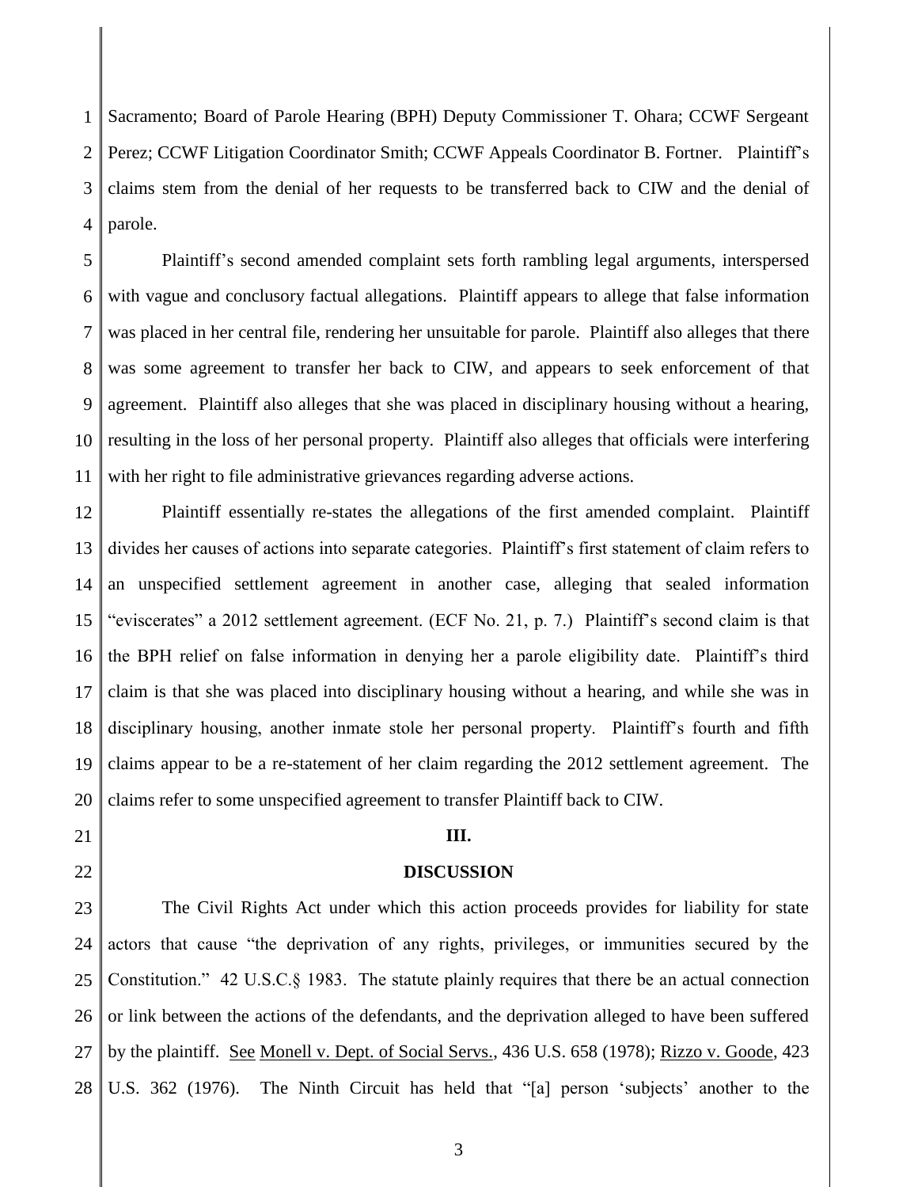Sacramento; Board of Parole Hearing (BPH) Deputy Commissioner T. Ohara; CCWF Sergeant Perez; CCWF Litigation Coordinator Smith; CCWF Appeals Coordinator B. Fortner. Plaintiff's claims stem from the denial of her requests to be transferred back to CIW and the denial of parole.

Plaintiff's second amended complaint sets forth rambling legal arguments, interspersed with vague and conclusory factual allegations. Plaintiff appears to allege that false information was placed in her central file, rendering her unsuitable for parole. Plaintiff also alleges that there was some agreement to transfer her back to CIW, and appears to seek enforcement of that agreement. Plaintiff also alleges that she was placed in disciplinary housing without a hearing, resulting in the loss of her personal property. Plaintiff also alleges that officials were interfering with her right to file administrative grievances regarding adverse actions.

Plaintiff essentially re-states the allegations of the first amended complaint. Plaintiff divides her causes of actions into separate categories. Plaintiff's first statement of claim refers to an unspecified settlement agreement in another case, alleging that sealed information "eviscerates" a 2012 settlement agreement. (ECF No. 21, p. 7.) Plaintiff's second claim is that the BPH relief on false information in denying her a parole eligibility date. Plaintiff's third claim is that she was placed into disciplinary housing without a hearing, and while she was in disciplinary housing, another inmate stole her personal property. Plaintiff's fourth and fifth claims appear to be a re-statement of her claim regarding the 2012 settlement agreement. The claims refer to some unspecified agreement to transfer Plaintiff back to CIW.

## III.

## DISCUSSION

The Civil Rights Act under which this action proceeds provides for liability for state actors that cause "the deprivation of any rights, privileges, or immunities secured by the Constitution." 42 U.S.C.§ 1983. The statute plainly requires that there be an actual connection or link between the actions of the defendants, and the deprivation alleged to have been suffered by the plaintiff. See Monell v. Dept. of Social Servs., 436 U.S. 658 (1978); Rizzo v. Goode, 423 U.S. 362 (1976). The Ninth Circuit has held that "[a] person 'subjects' another to the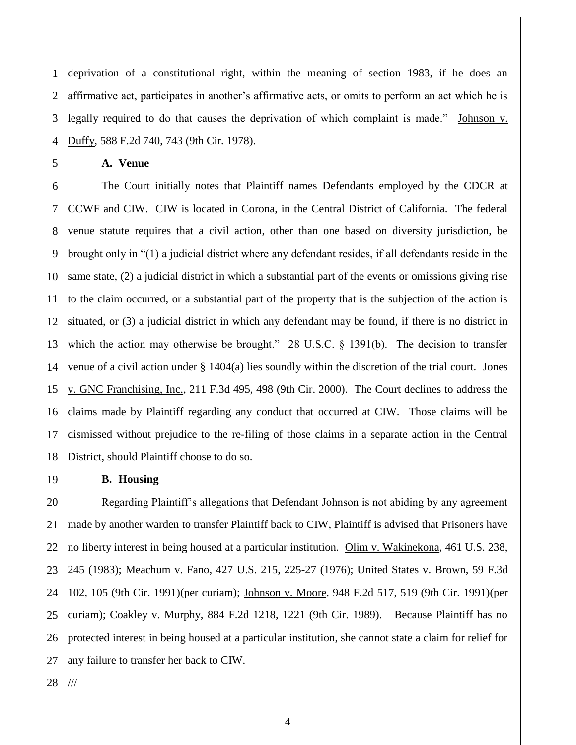deprivation of a constitutional right, within the meaning of section 1983, if he does an affirmative act, participates in another's affirmative acts, or omits to perform an act which he is legally required to do that causes the deprivation of which complaint is made." Johnson v. Duffy, 588 F.2d 740, 743 (9th Cir. 1978).

**A. Venue**

The Court initially notes that Plaintiff names Defendants employed by the CDCR at CCWF and CIW. CIW is located in Corona, in the Central District of California. The federal venue statute requires that a civil action, other than one based on diversity jurisdiction, be brought only in "(1) a judicial district where any defendant resides, if all defendants reside in the same state, (2) a judicial district in which a substantial part of the events or omissions giving rise to the claim occurred, or a substantial part of the property that is the subjection of the action is situated, or (3) a judicial district in which any defendant may be found, if there is no district in which the action may otherwise be brought." 28 U.S.C. § 1391(b). The decision to transfer venue of a civil action under § 1404(a) lies soundly within the discretion of the trial court. Jones v. GNC Franchising, Inc., 211 F.3d 495, 498 (9th Cir. 2000). The Court declines to address the claims made by Plaintiff regarding any conduct that occurred at CIW. Those claims will be dismissed without prejudice to the re-filing of those claims in a separate action in the Central District, should Plaintiff choose to do so.

**B. Housing**

Regarding Plaintiff's allegations that Defendant Johnson is not abiding by any agreement made by another warden to transfer Plaintiff back to CIW, Plaintiff is advised that Prisoners have no liberty interest in being housed at a particular institution. Olim v. Wakinekona, 461 U.S. 238, 245 (1983); Meachum v. Fano, 427 U.S. 215, 225-27 (1976); United States v. Brown, 59 F.3d 102, 105 (9th Cir. 1991)(per curiam); Johnson v. Moore, 948 F.2d 517, 519 (9th Cir. 1991)(per curiam); Coakley v. Murphy, 884 F.2d 1218, 1221 (9th Cir. 1989). Because Plaintiff has no protected interest in being housed at a particular institution, she cannot state a claim for relief for any failure to transfer her back to CIW.

///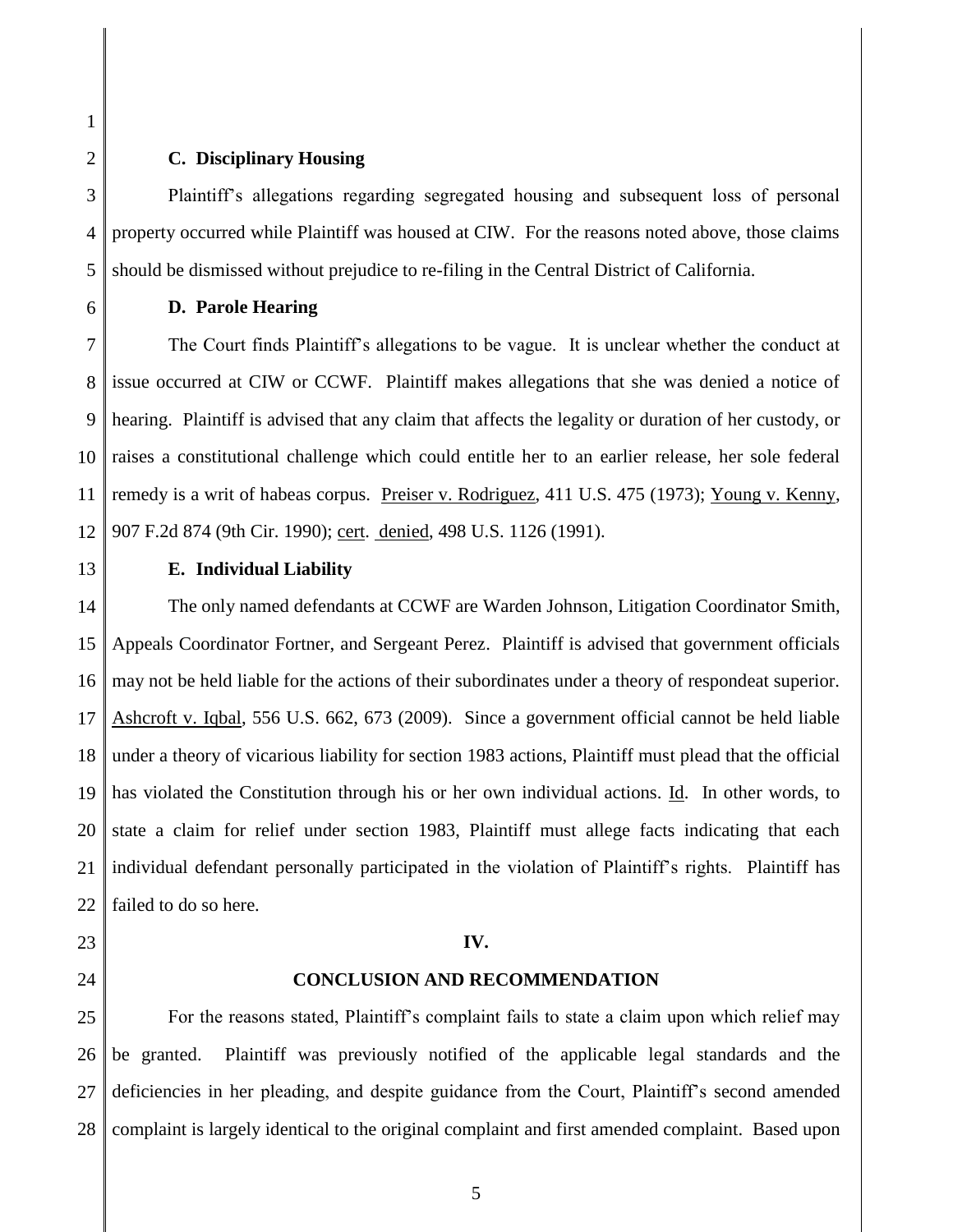### C. Disciplinary Housing

Plaintiff's allegations regarding segregated housing and subsequent loss of personal property occurred while Plaintiff was housed at CIW. For the reasons noted above, those claims should be dismissed without prejudice to re-filing in the Central District of California.

### D. Parole Hearing

The Court finds Plaintiff's allegations to be vague. It is unclear whether the conduct at issue occurred at CIW or CCWF. Plaintiff makes allegations that she was denied a notice of hearing. Plaintiff is advised that any claim that affects the legality or duration of her custody, or raises a constitutional challenge which could entitle her to an earlier release, her sole federal remedy is a writ of habeas corpus. Preiser v. Rodriguez, 411 U.S. 475 (1973); Young v. Kenny, 907 F.2d 874 (9th Cir. 1990); cert. denied, 498 U.S. 1126 (1991).

### E. Individual Liability

The only named defendants at CCWF are Warden Johnson, Litigation Coordinator Smith, Appeals Coordinator Fortner, and Sergeant Perez. Plaintiff is advised that government officials may not be held liable for the actions of their subordinates under a theory of respondeat superior. Ashcroft v. Iqbal, 556 U.S. 662, 673 (2009). Since a government official cannot be held liable under a theory of vicarious liability for section 1983 actions, Plaintiff must plead that the official has violated the Constitution through his or her own individual actions. Id. In other words, to state a claim for relief under section 1983, Plaintiff must allege facts indicating that each individual defendant personally participated in the violation of Plaintiff's rights. Plaintiff has failed to do so here.

## IV.

## CONCLUSION AND RECOMMENDATION

For the reasons stated, Plaintiff's complaint fails to state a claim upon which relief may be granted. Plaintiff was previously notified of the applicable legal standards and the deficiencies in her pleading, and despite guidance from the Court, Plaintiff's second amended complaint is largely identical to the original complaint and first amended complaint. Based upon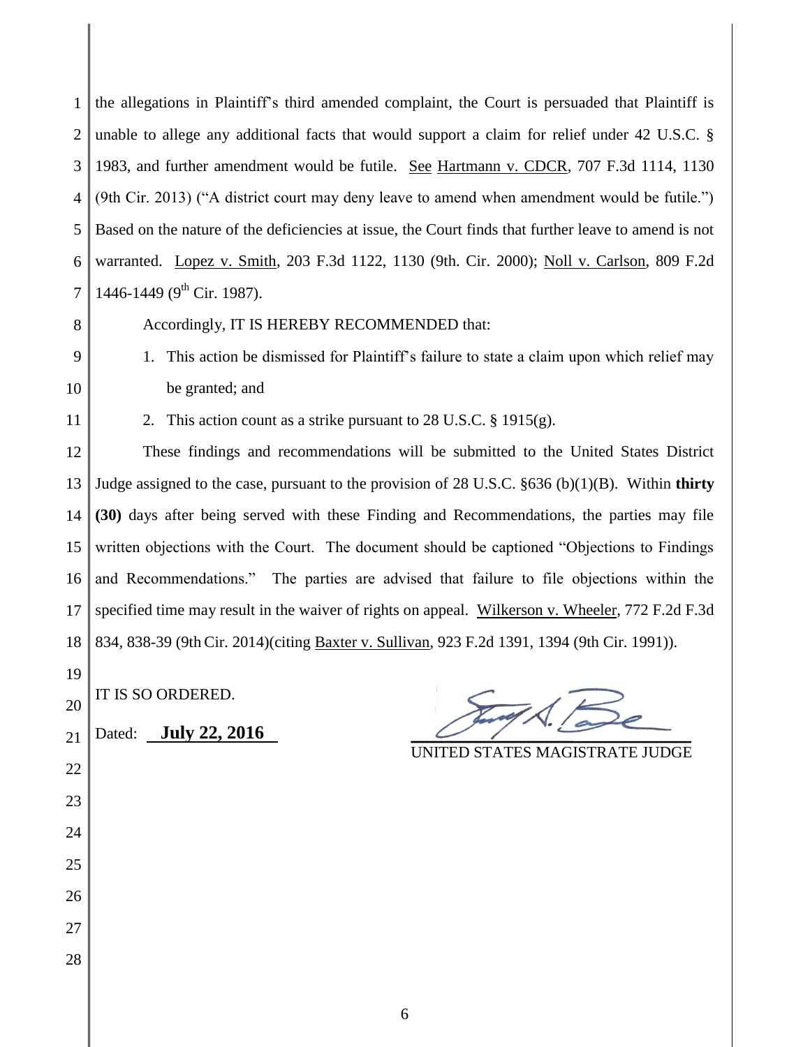the allegations in Plaintiff's third amended complaint, the Court is persuaded that Plaintiff is unable to allege any additional facts that would support a claim for relief under 42 U.S.C. § 1983, and further amendment would be futile. See Hartmann v. CDCR, 707 F.3d 1114, 1130 (9th Cir. 2013) ("A district court may deny leave to amend when amendment would be futile.") Based on the nature of the deficiencies at issue, the Court finds that further leave to amend is not warranted. Lopez v. Smith, 203 F.3d 1122, 1130 (9th. Cir. 2000); Noll v. Carlson, 809 F.2d 1446-1449 (9th Cir. 1987).

Accordingly, IT IS HEREBY RECOMMENDED that:

1. This action be dismissed for Plaintiff's failure to state a claim upon which relief may be granted; and
2. This action count as a strike pursuant to 28 U.S.C. § 1915(g).

These findings and recommendations will be submitted to the United States District Judge assigned to the case, pursuant to the provision of 28 U.S.C. §636 (b)(1)(B). Within **thirty (30)** days after being served with these Finding and Recommendations, the parties may file written objections with the Court. The document should be captioned "Objections to Findings and Recommendations." The parties are advised that failure to file objections within the specified time may result in the waiver of rights on appeal. Wilkerson v. Wheeler, 772 F.2d F.3d 834, 838-39 (9th Cir. 2014)(citing Baxter v. Sullivan, 923 F.2d 1391, 1394 (9th Cir. 1991)).

IT IS SO ORDERED.

Dated: **July 22, 2016**

UNITED STATES MAGISTRATE JUDGE